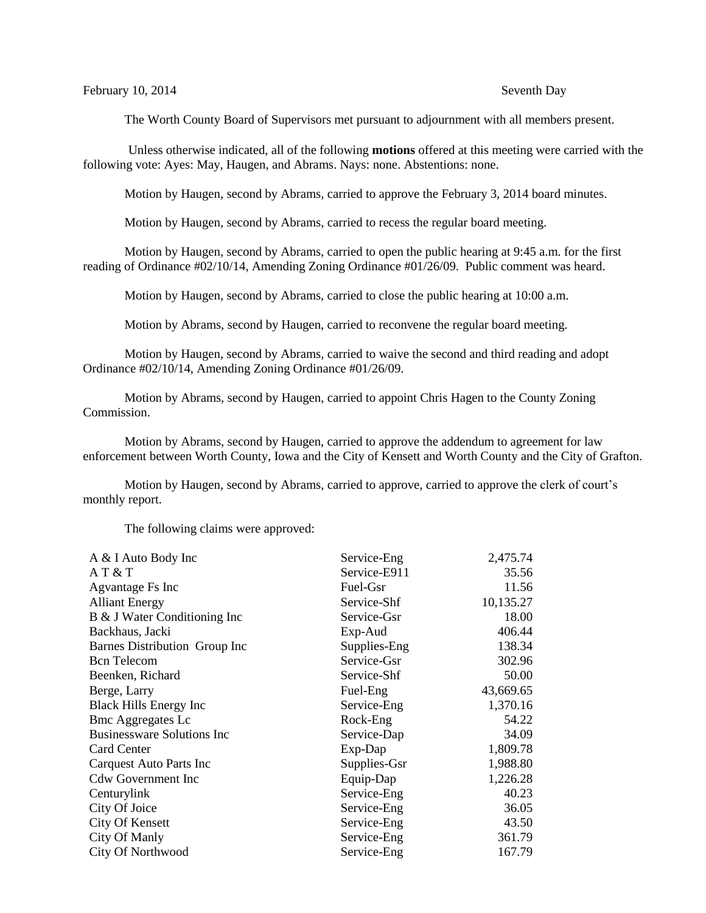February 10, 2014 Seventh Day

The Worth County Board of Supervisors met pursuant to adjournment with all members present.

Unless otherwise indicated, all of the following **motions** offered at this meeting were carried with the following vote: Ayes: May, Haugen, and Abrams. Nays: none. Abstentions: none.

Motion by Haugen, second by Abrams, carried to approve the February 3, 2014 board minutes.

Motion by Haugen, second by Abrams, carried to recess the regular board meeting.

Motion by Haugen, second by Abrams, carried to open the public hearing at 9:45 a.m. for the first reading of Ordinance #02/10/14, Amending Zoning Ordinance #01/26/09. Public comment was heard.

Motion by Haugen, second by Abrams, carried to close the public hearing at 10:00 a.m.

Motion by Abrams, second by Haugen, carried to reconvene the regular board meeting.

Motion by Haugen, second by Abrams, carried to waive the second and third reading and adopt Ordinance #02/10/14, Amending Zoning Ordinance #01/26/09.

Motion by Abrams, second by Haugen, carried to appoint Chris Hagen to the County Zoning Commission.

Motion by Abrams, second by Haugen, carried to approve the addendum to agreement for law enforcement between Worth County, Iowa and the City of Kensett and Worth County and the City of Grafton.

Motion by Haugen, second by Abrams, carried to approve, carried to approve the clerk of court's monthly report.

The following claims were approved:

| | | |
|---|---|---|
| A & I Auto Body Inc | Service-Eng | 2,475.74 |
| A T & T | Service-E911 | 35.56 |
| Agvantage Fs Inc | Fuel-Gsr | 11.56 |
| Alliant Energy | Service-Shf | 10,135.27 |
| B & J Water Conditioning Inc | Service-Gsr | 18.00 |
| Backhaus, Jacki | Exp-Aud | 406.44 |
| Barnes Distribution Group Inc | Supplies-Eng | 138.34 |
| Bcn Telecom | Service-Gsr | 302.96 |
| Beenken, Richard | Service-Shf | 50.00 |
| Berge, Larry | Fuel-Eng | 43,669.65 |
| Black Hills Energy Inc | Service-Eng | 1,370.16 |
| Bmc Aggregates Lc | Rock-Eng | 54.22 |
| Businessware Solutions Inc | Service-Dap | 34.09 |
| Card Center | Exp-Dap | 1,809.78 |
| Carquest Auto Parts Inc | Supplies-Gsr | 1,988.80 |
| Cdw Government Inc | Equip-Dap | 1,226.28 |
| Centurylink | Service-Eng | 40.23 |
| City Of Joice | Service-Eng | 36.05 |
| City Of Kensett | Service-Eng | 43.50 |
| City Of Manly | Service-Eng | 361.79 |
| City Of Northwood | Service-Eng | 167.79 |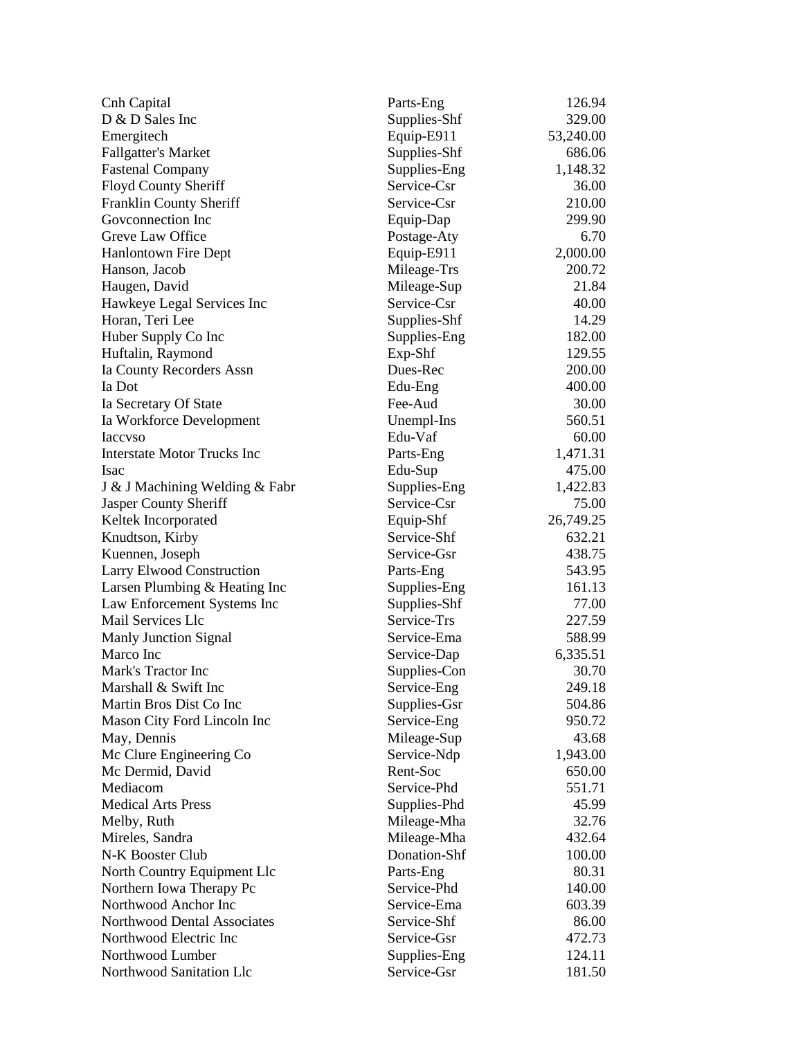| | | |
|---|---|---|
| Cnh Capital | Parts-Eng | 126.94 |
| D & D Sales Inc | Supplies-Shf | 329.00 |
| Emergitech | Equip-E911 | 53,240.00 |
| Fallgatter's Market | Supplies-Shf | 686.06 |
| Fastenal Company | Supplies-Eng | 1,148.32 |
| Floyd County Sheriff | Service-Csr | 36.00 |
| Franklin County Sheriff | Service-Csr | 210.00 |
| Govconnection Inc | Equip-Dap | 299.90 |
| Greve Law Office | Postage-Aty | 6.70 |
| Hanlontown Fire Dept | Equip-E911 | 2,000.00 |
| Hanson, Jacob | Mileage-Trs | 200.72 |
| Haugen, David | Mileage-Sup | 21.84 |
| Hawkeye Legal Services Inc | Service-Csr | 40.00 |
| Horan, Teri Lee | Supplies-Shf | 14.29 |
| Huber Supply Co Inc | Supplies-Eng | 182.00 |
| Huftalin, Raymond | Exp-Shf | 129.55 |
| Ia County Recorders Assn | Dues-Rec | 200.00 |
| Ia Dot | Edu-Eng | 400.00 |
| Ia Secretary Of State | Fee-Aud | 30.00 |
| Ia Workforce Development | Unempl-Ins | 560.51 |
| Iaccvso | Edu-Vaf | 60.00 |
| Interstate Motor Trucks Inc | Parts-Eng | 1,471.31 |
| Isac | Edu-Sup | 475.00 |
| J & J Machining Welding & Fabr | Supplies-Eng | 1,422.83 |
| Jasper County Sheriff | Service-Csr | 75.00 |
| Keltek Incorporated | Equip-Shf | 26,749.25 |
| Knudtson, Kirby | Service-Shf | 632.21 |
| Kuennen, Joseph | Service-Gsr | 438.75 |
| Larry Elwood Construction | Parts-Eng | 543.95 |
| Larsen Plumbing & Heating Inc | Supplies-Eng | 161.13 |
| Law Enforcement Systems Inc | Supplies-Shf | 77.00 |
| Mail Services Llc | Service-Trs | 227.59 |
| Manly Junction Signal | Service-Ema | 588.99 |
| Marco Inc | Service-Dap | 6,335.51 |
| Mark's Tractor Inc | Supplies-Con | 30.70 |
| Marshall & Swift Inc | Service-Eng | 249.18 |
| Martin Bros Dist Co Inc | Supplies-Gsr | 504.86 |
| Mason City Ford Lincoln Inc | Service-Eng | 950.72 |
| May, Dennis | Mileage-Sup | 43.68 |
| Mc Clure Engineering Co | Service-Ndp | 1,943.00 |
| Mc Dermid, David | Rent-Soc | 650.00 |
| Mediacom | Service-Phd | 551.71 |
| Medical Arts Press | Supplies-Phd | 45.99 |
| Melby, Ruth | Mileage-Mha | 32.76 |
| Mireles, Sandra | Mileage-Mha | 432.64 |
| N-K Booster Club | Donation-Shf | 100.00 |
| North Country Equipment Llc | Parts-Eng | 80.31 |
| Northern Iowa Therapy Pc | Service-Phd | 140.00 |
| Northwood Anchor Inc | Service-Ema | 603.39 |
| Northwood Dental Associates | Service-Shf | 86.00 |
| Northwood Electric Inc | Service-Gsr | 472.73 |
| Northwood Lumber | Supplies-Eng | 124.11 |
| Northwood Sanitation Llc | Service-Gsr | 181.50 |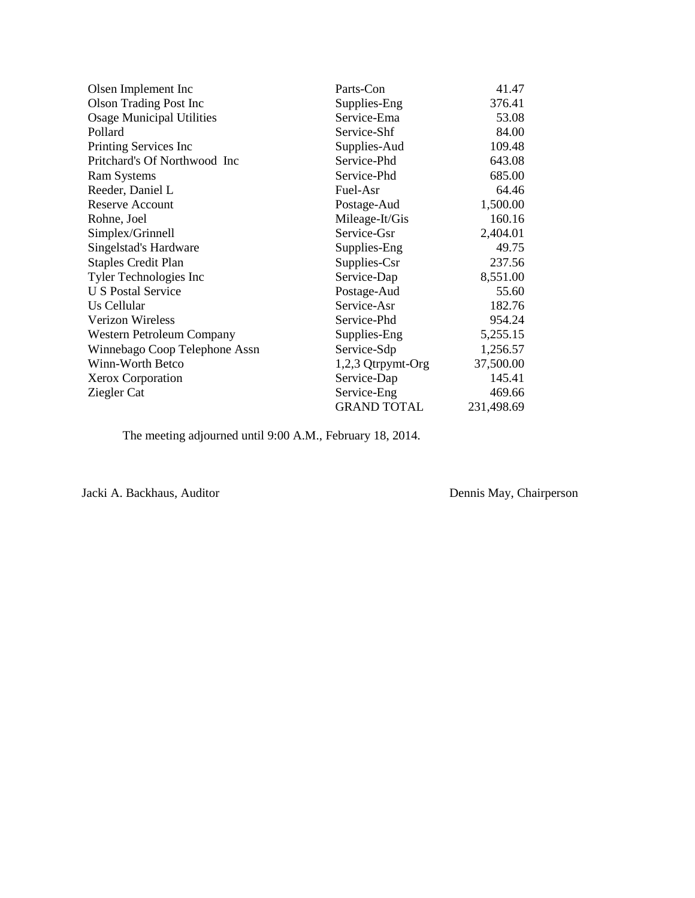| | | |
|---|---|---|
| Olsen Implement Inc | Parts-Con | 41.47 |
| Olson Trading Post Inc | Supplies-Eng | 376.41 |
| Osage Municipal Utilities | Service-Ema | 53.08 |
| Pollard | Service-Shf | 84.00 |
| Printing Services Inc | Supplies-Aud | 109.48 |
| Pritchard's Of Northwood Inc | Service-Phd | 643.08 |
| Ram Systems | Service-Phd | 685.00 |
| Reeder, Daniel L | Fuel-Asr | 64.46 |
| Reserve Account | Postage-Aud | 1,500.00 |
| Rohne, Joel | Mileage-It/Gis | 160.16 |
| Simplex/Grinnell | Service-Gsr | 2,404.01 |
| Singelstad's Hardware | Supplies-Eng | 49.75 |
| Staples Credit Plan | Supplies-Csr | 237.56 |
| Tyler Technologies Inc | Service-Dap | 8,551.00 |
| U S Postal Service | Postage-Aud | 55.60 |
| Us Cellular | Service-Asr | 182.76 |
| Verizon Wireless | Service-Phd | 954.24 |
| Western Petroleum Company | Supplies-Eng | 5,255.15 |
| Winnebago Coop Telephone Assn | Service-Sdp | 1,256.57 |
| Winn-Worth Betco | 1,2,3 Qtrpymt-Org | 37,500.00 |
| Xerox Corporation | Service-Dap | 145.41 |
| Ziegler Cat | Service-Eng | 469.66 |
| | GRAND TOTAL | 231,498.69 |

The meeting adjourned until 9:00 A.M., February 18, 2014.

Jacki A. Backhaus, Auditor

Dennis May, Chairperson